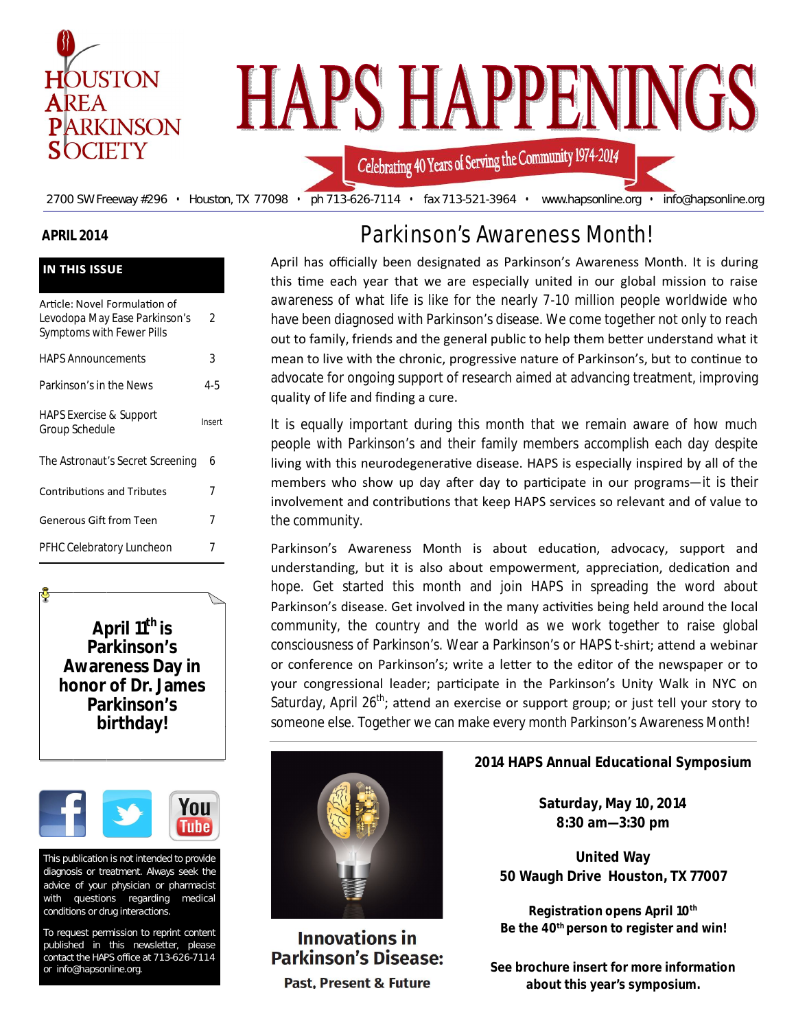HOUSTON AREA PARKINSON SOCIETY

# HAPS HAPPENINGS

Celebrating 40 Years of Serving the Community 1974-2014

2700 SW Freeway #296 • Houston, TX 77098 • ph 713-626-7114 • fax 713-521-3964 • www.hapsonline.org • info@hapsonline.org

**APRIL 2014**

**IN THIS ISSUE**

| | |
|---|---|
| Article: Novel Formulation of Levodopa May Ease Parkinson's Symptoms with Fewer Pills | 2 |
| HAPS Announcements | 3 |
| Parkinson's in the News | 4-5 |
| HAPS Exercise & Support Group Schedule | Insert |
| The Astronaut's Secret Screening | 6 |
| Contributions and Tributes | 7 |
| Generous Gift from Teen | 7 |
| PFHC Celebratory Luncheon | 7 |

**April 11th is Parkinson's Awareness Day in honor of Dr. James Parkinson's birthday!**

This publication is not intended to provide diagnosis or treatment. Always seek the advice of your physician or pharmacist with questions regarding medical conditions or drug interactions.

To request permission to reprint content published in this newsletter, please contact the HAPS office at 713-626-7114 or info@hapsonline.org.

## Parkinson's Awareness Month!

April has officially been designated as Parkinson's Awareness Month. It is during this time each year that we are especially united in our global mission to raise awareness of what life is like for the nearly 7-10 million people worldwide who have been diagnosed with Parkinson's disease. We come together not only to reach out to family, friends and the general public to help them better understand what it mean to live with the chronic, progressive nature of Parkinson's, but to continue to advocate for ongoing support of research aimed at advancing treatment, improving quality of life and finding a cure.

It is equally important during this month that we remain aware of how much people with Parkinson's and their family members accomplish each day despite living with this neurodegenerative disease. HAPS is especially inspired by all of the members who show up day after day to participate in our programs—it is their involvement and contributions that keep HAPS services so relevant and of value to the community.

Parkinson's Awareness Month is about education, advocacy, support and understanding, but it is also about empowerment, appreciation, dedication and hope. Get started this month and join HAPS in spreading the word about Parkinson's disease. Get involved in the many activities being held around the local community, the country and the world as we work together to raise global consciousness of Parkinson's. Wear a Parkinson's or HAPS t-shirt; attend a webinar or conference on Parkinson's; write a letter to the editor of the newspaper or to your congressional leader; participate in the Parkinson's Unity Walk in NYC on Saturday, April 26th; attend an exercise or support group; or just tell your story to someone else. Together we can make every month Parkinson's Awareness Month!

**Innovations in Parkinson's Disease:**
**Past, Present & Future**

**2014 HAPS Annual Educational Symposium**

**Saturday, May 10, 2014**
**8:30 am—3:30 pm**

**United Way**
**50 Waugh Drive Houston, TX 77007**

**Registration opens April 10th**
**Be the 40th person to register and win!**

**See brochure insert for more information about this year's symposium.**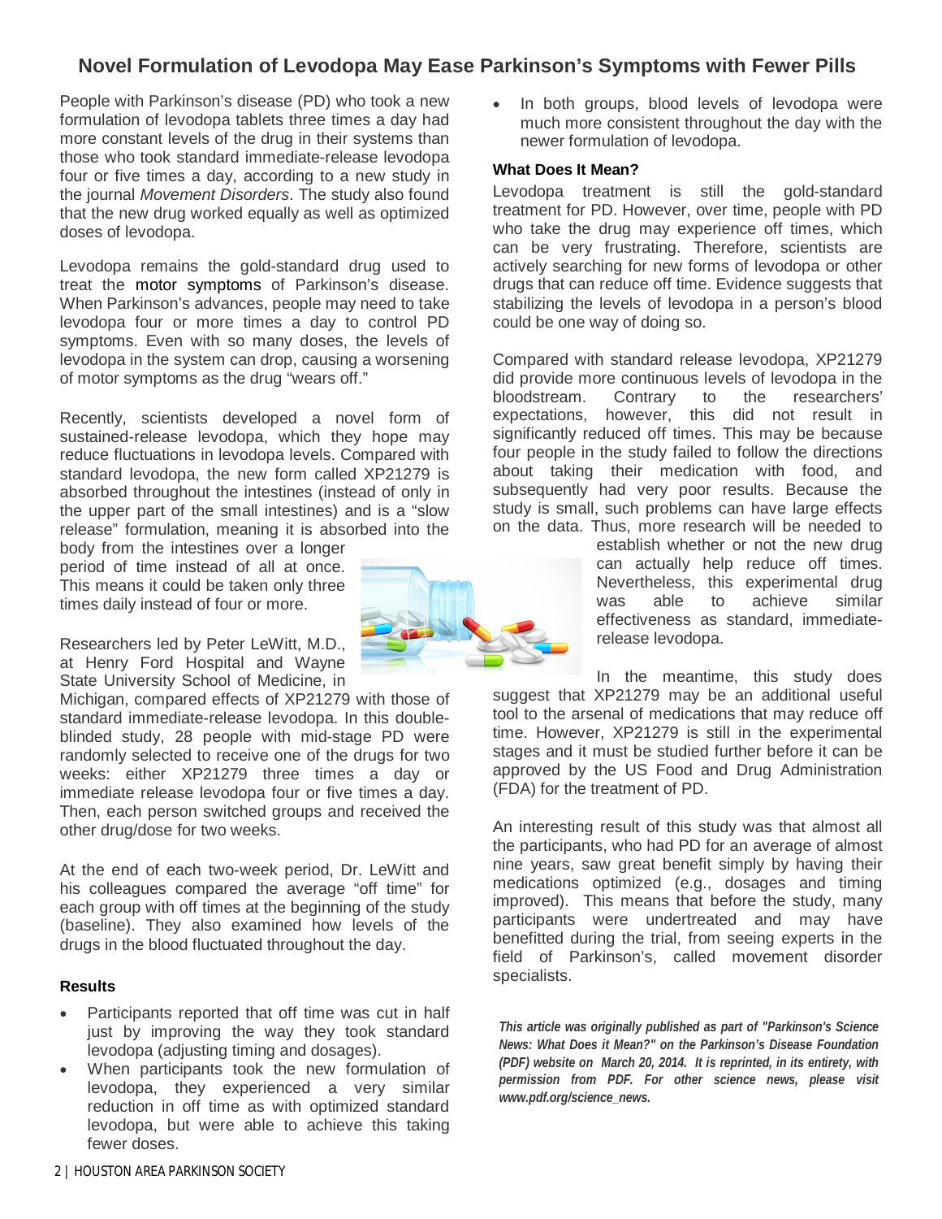# Novel Formulation of Levodopa May Ease Parkinson's Symptoms with Fewer Pills

People with Parkinson's disease (PD) who took a new formulation of levodopa tablets three times a day had more constant levels of the drug in their systems than those who took standard immediate-release levodopa four or five times a day, according to a new study in the journal *Movement Disorders*. The study also found that the new drug worked equally as well as optimized doses of levodopa.

Levodopa remains the gold-standard drug used to treat the motor symptoms of Parkinson's disease. When Parkinson's advances, people may need to take levodopa four or more times a day to control PD symptoms. Even with so many doses, the levels of levodopa in the system can drop, causing a worsening of motor symptoms as the drug "wears off."

Recently, scientists developed a novel form of sustained-release levodopa, which they hope may reduce fluctuations in levodopa levels. Compared with standard levodopa, the new form called XP21279 is absorbed throughout the intestines (instead of only in the upper part of the small intestines) and is a "slow release" formulation, meaning it is absorbed into the body from the intestines over a longer period of time instead of all at once. This means it could be taken only three times daily instead of four or more.

Researchers led by Peter LeWitt, M.D., at Henry Ford Hospital and Wayne State University School of Medicine, in Michigan, compared effects of XP21279 with those of standard immediate-release levodopa. In this double-blinded study, 28 people with mid-stage PD were randomly selected to receive one of the drugs for two weeks: either XP21279 three times a day or immediate release levodopa four or five times a day. Then, each person switched groups and received the other drug/dose for two weeks.

At the end of each two-week period, Dr. LeWitt and his colleagues compared the average "off time" for each group with off times at the beginning of the study (baseline). They also examined how levels of the drugs in the blood fluctuated throughout the day.

### Results

- Participants reported that off time was cut in half just by improving the way they took standard levodopa (adjusting timing and dosages).
- When participants took the new formulation of levodopa, they experienced a very similar reduction in off time as with optimized standard levodopa, but were able to achieve this taking fewer doses.
- In both groups, blood levels of levodopa were much more consistent throughout the day with the newer formulation of levodopa.

### What Does It Mean?

Levodopa treatment is still the gold-standard treatment for PD. However, over time, people with PD who take the drug may experience off times, which can be very frustrating. Therefore, scientists are actively searching for new forms of levodopa or other drugs that can reduce off time. Evidence suggests that stabilizing the levels of levodopa in a person's blood could be one way of doing so.

Compared with standard release levodopa, XP21279 did provide more continuous levels of levodopa in the bloodstream. Contrary to the researchers' expectations, however, this did not result in significantly reduced off times. This may be because four people in the study failed to follow the directions about taking their medication with food, and subsequently had very poor results. Because the study is small, such problems can have large effects on the data. Thus, more research will be needed to establish whether or not the new drug can actually help reduce off times. Nevertheless, this experimental drug was able to achieve similar effectiveness as standard, immediate-release levodopa.

In the meantime, this study does suggest that XP21279 may be an additional useful tool to the arsenal of medications that may reduce off time. However, XP21279 is still in the experimental stages and it must be studied further before it can be approved by the US Food and Drug Administration (FDA) for the treatment of PD.

An interesting result of this study was that almost all the participants, who had PD for an average of almost nine years, saw great benefit simply by having their medications optimized (e.g., dosages and timing improved). This means that before the study, many participants were undertreated and may have benefitted during the trial, from seeing experts in the field of Parkinson's, called movement disorder specialists.

***This article was originally published as part of "Parkinson's Science News: What Does it Mean?" on the Parkinson's Disease Foundation (PDF) website on March 20, 2014. It is reprinted, in its entirety, with permission from PDF. For other science news, please visit www.pdf.org/science_news.***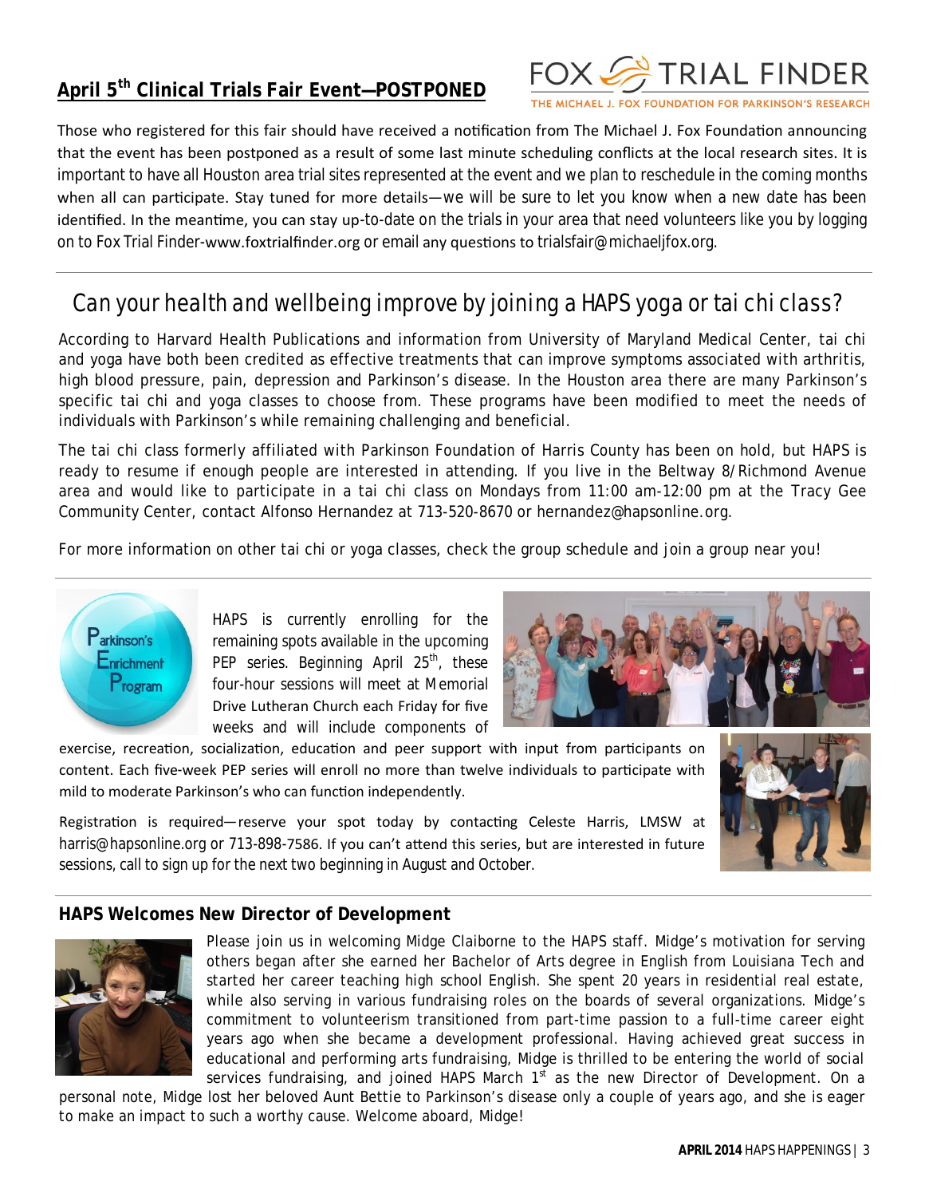## April 5th Clinical Trials Fair Event—POSTPONED

FOX TRIAL FINDER
THE MICHAEL J. FOX FOUNDATION FOR PARKINSON'S RESEARCH

Those who registered for this fair should have received a notification from The Michael J. Fox Foundation announcing that the event has been postponed as a result of some last minute scheduling conflicts at the local research sites. It is important to have all Houston area trial sites represented at the event and we plan to reschedule in the coming months when all can participate. Stay tuned for more details—we will be sure to let you know when a new date has been identified. In the meantime, you can stay up-to-date on the trials in your area that need volunteers like you by logging on to Fox Trial Finder-www.foxtrialfinder.org or email any questions to trialsfair@michaeljfox.org.

## Can your health and wellbeing improve by joining a HAPS yoga or tai chi class?

According to Harvard Health Publications and information from University of Maryland Medical Center, tai chi and yoga have both been credited as effective treatments that can improve symptoms associated with arthritis, high blood pressure, pain, depression and Parkinson's disease. In the Houston area there are many Parkinson's specific tai chi and yoga classes to choose from. These programs have been modified to meet the needs of individuals with Parkinson's while remaining challenging and beneficial.

The tai chi class formerly affiliated with Parkinson Foundation of Harris County has been on hold, but HAPS is ready to resume if enough people are interested in attending. If you live in the Beltway 8/Richmond Avenue area and would like to participate in a tai chi class on Mondays from 11:00 am-12:00 pm at the Tracy Gee Community Center, contact Alfonso Hernandez at 713-520-8670 or hernandez@hapsonline.org.

For more information on other tai chi or yoga classes, check the group schedule and join a group near you!

Parkinson's Enrichment Program

HAPS is currently enrolling for the remaining spots available in the upcoming PEP series. Beginning April 25th, these four-hour sessions will meet at Memorial Drive Lutheran Church each Friday for five weeks and will include components of exercise, recreation, socialization, education and peer support with input from participants on content. Each five-week PEP series will enroll no more than twelve individuals to participate with mild to moderate Parkinson's who can function independently.

Registration is required—reserve your spot today by contacting Celeste Harris, LMSW at harris@hapsonline.org or 713-898-7586. If you can't attend this series, but are interested in future sessions, call to sign up for the next two beginning in August and October.

### HAPS Welcomes New Director of Development

Please join us in welcoming Midge Claiborne to the HAPS staff. Midge's motivation for serving others began after she earned her Bachelor of Arts degree in English from Louisiana Tech and started her career teaching high school English. She spent 20 years in residential real estate, while also serving in various fundraising roles on the boards of several organizations. Midge's commitment to volunteerism transitioned from part-time passion to a full-time career eight years ago when she became a development professional. Having achieved great success in educational and performing arts fundraising, Midge is thrilled to be entering the world of social services fundraising, and joined HAPS March 1st as the new Director of Development. On a personal note, Midge lost her beloved Aunt Bettie to Parkinson's disease only a couple of years ago, and she is eager to make an impact to such a worthy cause. Welcome aboard, Midge!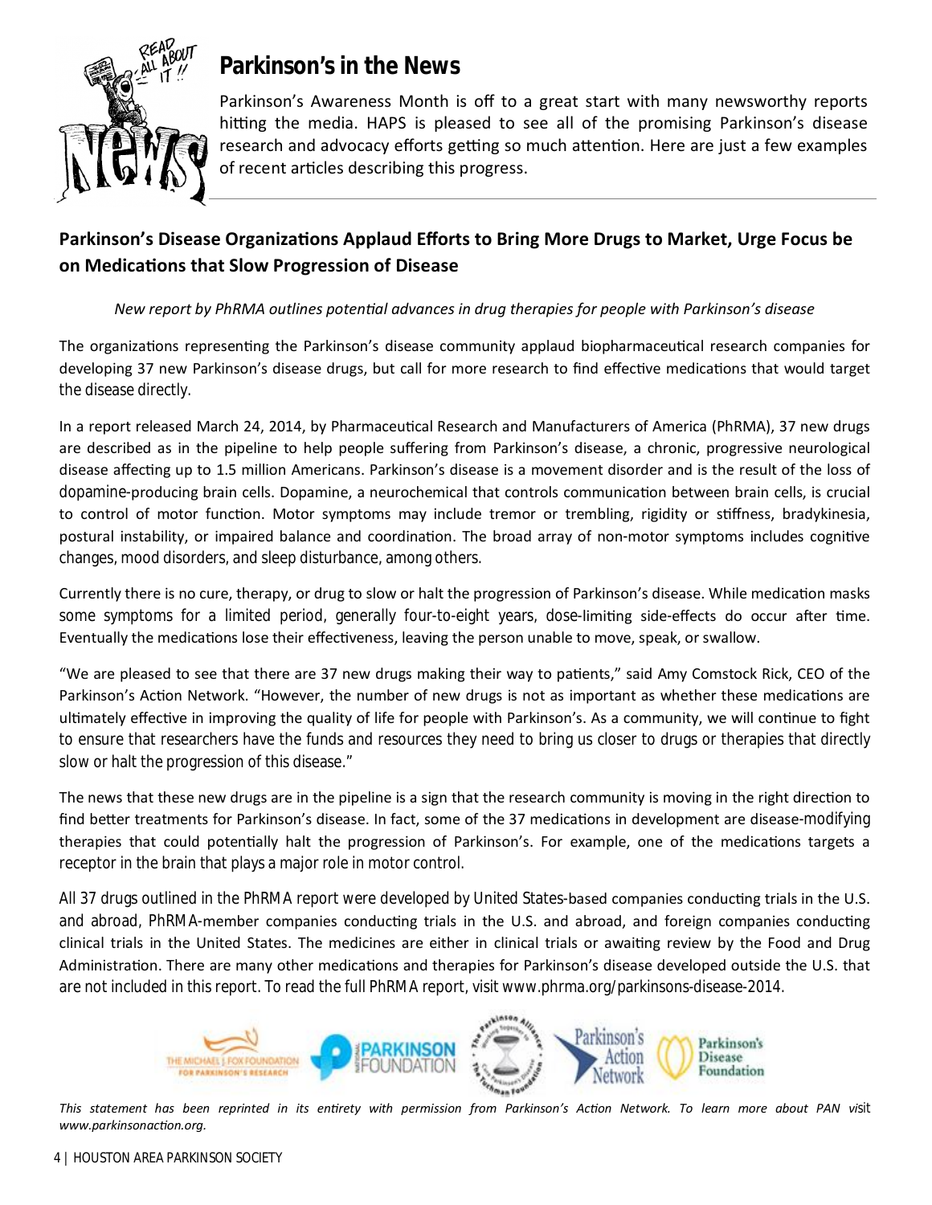# Parkinson's in the News

Parkinson's Awareness Month is off to a great start with many newsworthy reports hitting the media. HAPS is pleased to see all of the promising Parkinson's disease research and advocacy efforts getting so much attention. Here are just a few examples of recent articles describing this progress.

## Parkinson's Disease Organizations Applaud Efforts to Bring More Drugs to Market, Urge Focus be on Medications that Slow Progression of Disease

*New report by PhRMA outlines potential advances in drug therapies for people with Parkinson's disease*

The organizations representing the Parkinson's disease community applaud biopharmaceutical research companies for developing 37 new Parkinson's disease drugs, but call for more research to find effective medications that would target the disease directly.

In a report released March 24, 2014, by Pharmaceutical Research and Manufacturers of America (PhRMA), 37 new drugs are described as in the pipeline to help people suffering from Parkinson's disease, a chronic, progressive neurological disease affecting up to 1.5 million Americans. Parkinson's disease is a movement disorder and is the result of the loss of dopamine-producing brain cells. Dopamine, a neurochemical that controls communication between brain cells, is crucial to control of motor function. Motor symptoms may include tremor or trembling, rigidity or stiffness, bradykinesia, postural instability, or impaired balance and coordination. The broad array of non-motor symptoms includes cognitive changes, mood disorders, and sleep disturbance, among others.

Currently there is no cure, therapy, or drug to slow or halt the progression of Parkinson's disease. While medication masks some symptoms for a limited period, generally four-to-eight years, dose-limiting side-effects do occur after time. Eventually the medications lose their effectiveness, leaving the person unable to move, speak, or swallow.

"We are pleased to see that there are 37 new drugs making their way to patients," said Amy Comstock Rick, CEO of the Parkinson's Action Network. "However, the number of new drugs is not as important as whether these medications are ultimately effective in improving the quality of life for people with Parkinson's. As a community, we will continue to fight to ensure that researchers have the funds and resources they need to bring us closer to drugs or therapies that directly slow or halt the progression of this disease."

The news that these new drugs are in the pipeline is a sign that the research community is moving in the right direction to find better treatments for Parkinson's disease. In fact, some of the 37 medications in development are disease-modifying therapies that could potentially halt the progression of Parkinson's. For example, one of the medications targets a receptor in the brain that plays a major role in motor control.

All 37 drugs outlined in the PhRMA report were developed by United States-based companies conducting trials in the U.S. and abroad, PhRMA-member companies conducting trials in the U.S. and abroad, and foreign companies conducting clinical trials in the United States. The medicines are either in clinical trials or awaiting review by the Food and Drug Administration. There are many other medications and therapies for Parkinson's disease developed outside the U.S. that are not included in this report. To read the full PhRMA report, visit www.phrma.org/parkinsons-disease-2014.

The Michael J. Fox Foundation for Parkinson's Research | National Parkinson Foundation | The Parkinson Alliance / The Tuchman Foundation | Parkinson's Action Network | Parkinson's Disease Foundation

*This statement has been reprinted in its entirety with permission from Parkinson's Action Network. To learn more about PAN visit www.parkinsonaction.org.*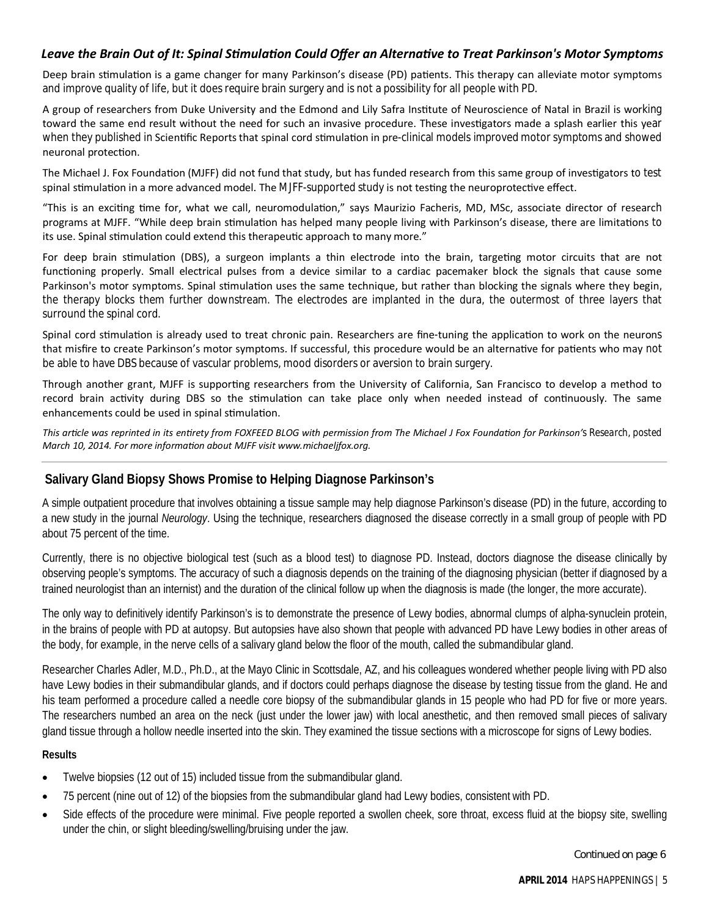## *Leave the Brain Out of It: Spinal Stimulation Could Offer an Alternative to Treat Parkinson's Motor Symptoms*

Deep brain stimulation is a game changer for many Parkinson's disease (PD) patients. This therapy can alleviate motor symptoms and improve quality of life, but it does require brain surgery and is not a possibility for all people with PD.

A group of researchers from Duke University and the Edmond and Lily Safra Institute of Neuroscience of Natal in Brazil is working toward the same end result without the need for such an invasive procedure. These investigators made a splash earlier this year when they published in Scientific Reports that spinal cord stimulation in pre-clinical models improved motor symptoms and showed neuronal protection.

The Michael J. Fox Foundation (MJFF) did not fund that study, but has funded research from this same group of investigators to test spinal stimulation in a more advanced model. The MJFF-supported study is not testing the neuroprotective effect.

"This is an exciting time for, what we call, neuromodulation," says Maurizio Facheris, MD, MSc, associate director of research programs at MJFF. "While deep brain stimulation has helped many people living with Parkinson's disease, there are limitations to its use. Spinal stimulation could extend this therapeutic approach to many more."

For deep brain stimulation (DBS), a surgeon implants a thin electrode into the brain, targeting motor circuits that are not functioning properly. Small electrical pulses from a device similar to a cardiac pacemaker block the signals that cause some Parkinson's motor symptoms. Spinal stimulation uses the same technique, but rather than blocking the signals where they begin, the therapy blocks them further downstream. The electrodes are implanted in the dura, the outermost of three layers that surround the spinal cord.

Spinal cord stimulation is already used to treat chronic pain. Researchers are fine-tuning the application to work on the neurons that misfire to create Parkinson's motor symptoms. If successful, this procedure would be an alternative for patients who may not be able to have DBS because of vascular problems, mood disorders or aversion to brain surgery.

Through another grant, MJFF is supporting researchers from the University of California, San Francisco to develop a method to record brain activity during DBS so the stimulation can take place only when needed instead of continuously. The same enhancements could be used in spinal stimulation.

*This article was reprinted in its entirety from FOXFEED BLOG with permission from The Michael J Fox Foundation for Parkinson's Research, posted March 10, 2014. For more information about MJFF visit www.michaeljfox.org.*

---

## Salivary Gland Biopsy Shows Promise to Helping Diagnose Parkinson's

A simple outpatient procedure that involves obtaining a tissue sample may help diagnose Parkinson's disease (PD) in the future, according to a new study in the journal *Neurology*. Using the technique, researchers diagnosed the disease correctly in a small group of people with PD about 75 percent of the time.

Currently, there is no objective biological test (such as a blood test) to diagnose PD. Instead, doctors diagnose the disease clinically by observing people's symptoms. The accuracy of such a diagnosis depends on the training of the diagnosing physician (better if diagnosed by a trained neurologist than an internist) and the duration of the clinical follow up when the diagnosis is made (the longer, the more accurate).

The only way to definitively identify Parkinson's is to demonstrate the presence of Lewy bodies, abnormal clumps of alpha-synuclein protein, in the brains of people with PD at autopsy. But autopsies have also shown that people with advanced PD have Lewy bodies in other areas of the body, for example, in the nerve cells of a salivary gland below the floor of the mouth, called the submandibular gland.

Researcher Charles Adler, M.D., Ph.D., at the Mayo Clinic in Scottsdale, AZ, and his colleagues wondered whether people living with PD also have Lewy bodies in their submandibular glands, and if doctors could perhaps diagnose the disease by testing tissue from the gland. He and his team performed a procedure called a needle core biopsy of the submandibular glands in 15 people who had PD for five or more years. The researchers numbed an area on the neck (just under the lower jaw) with local anesthetic, and then removed small pieces of salivary gland tissue through a hollow needle inserted into the skin. They examined the tissue sections with a microscope for signs of Lewy bodies.

**Results**

- Twelve biopsies (12 out of 15) included tissue from the submandibular gland.
- 75 percent (nine out of 12) of the biopsies from the submandibular gland had Lewy bodies, consistent with PD.
- Side effects of the procedure were minimal. Five people reported a swollen cheek, sore throat, excess fluid at the biopsy site, swelling under the chin, or slight bleeding/swelling/bruising under the jaw.

Continued on page 6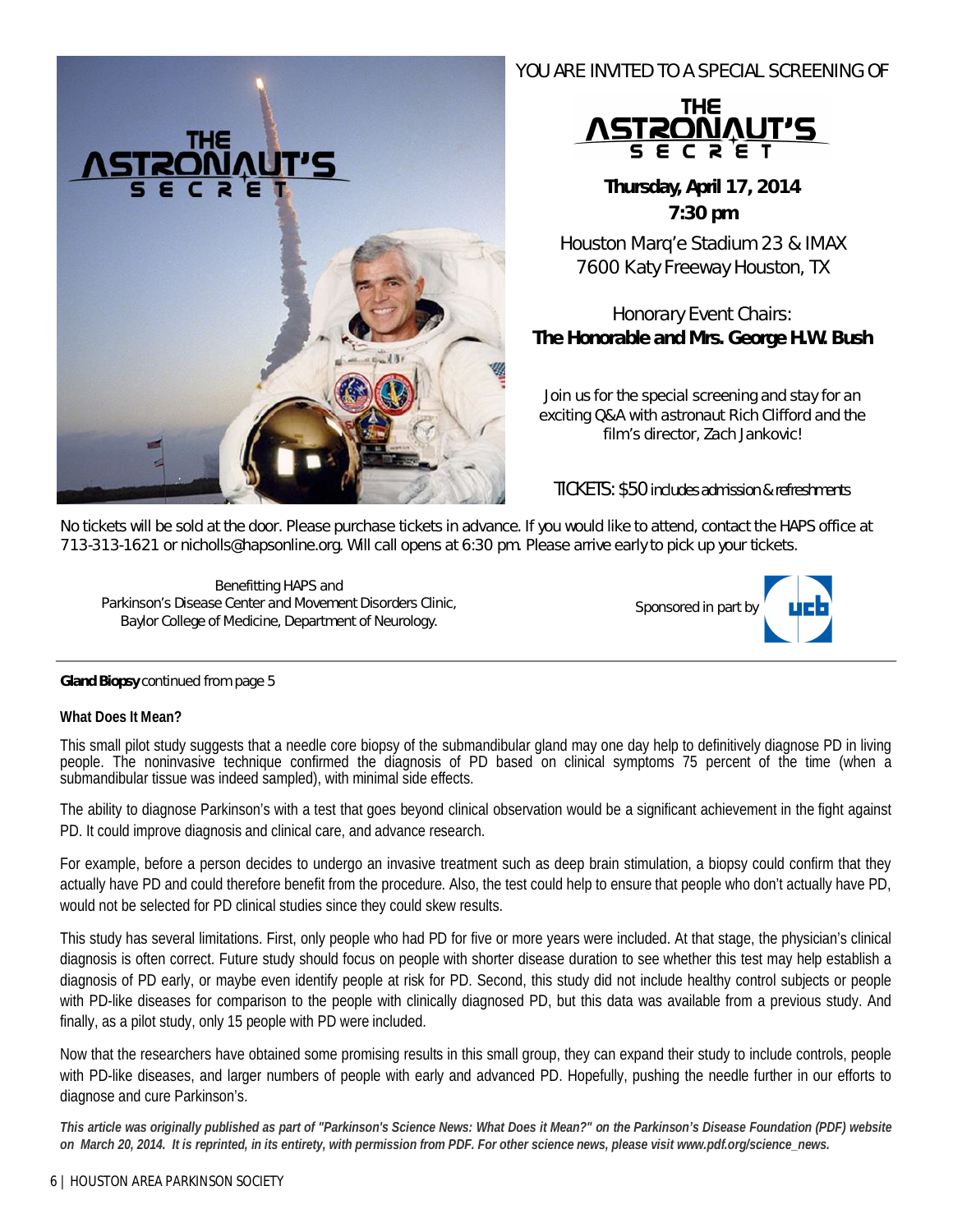YOU ARE INVITED TO A SPECIAL SCREENING OF

**THE ASTRONAUT'S SECRET**

**Thursday, April 17, 2014**
**7:30 pm**

Houston Marq'e Stadium 23 & IMAX
7600 Katy Freeway Houston, TX

*Honorary Event Chairs:*
**The Honorable and Mrs. George H.W. Bush**

Join us for the special screening and stay for an exciting Q&A with astronaut Rich Clifford and the film's director, Zach Jankovic!

TICKETS: $50 includes admission & refreshments

No tickets will be sold at the door. Please purchase tickets in advance. If you would like to attend, contact the HAPS office at 713-313-1621 or nicholls@hapsonline.org. Will call opens at 6:30 pm. Please arrive early to pick up your tickets.

Benefitting HAPS and
Parkinson's Disease Center and Movement Disorders Clinic,
Baylor College of Medicine, Department of Neurology.

Sponsored in part by ucb

---

**Gland Biopsy** continued from page 5

**What Does It Mean?**

This small pilot study suggests that a needle core biopsy of the submandibular gland may one day help to definitively diagnose PD in living people. The noninvasive technique confirmed the diagnosis of PD based on clinical symptoms 75 percent of the time (when a submandibular tissue was indeed sampled), with minimal side effects.

The ability to diagnose Parkinson's with a test that goes beyond clinical observation would be a significant achievement in the fight against PD. It could improve diagnosis and clinical care, and advance research.

For example, before a person decides to undergo an invasive treatment such as deep brain stimulation, a biopsy could confirm that they actually have PD and could therefore benefit from the procedure. Also, the test could help to ensure that people who don't actually have PD, would not be selected for PD clinical studies since they could skew results.

This study has several limitations. First, only people who had PD for five or more years were included. At that stage, the physician's clinical diagnosis is often correct. Future study should focus on people with shorter disease duration to see whether this test may help establish a diagnosis of PD early, or maybe even identify people at risk for PD. Second, this study did not include healthy control subjects or people with PD-like diseases for comparison to the people with clinically diagnosed PD, but this data was available from a previous study. And finally, as a pilot study, only 15 people with PD were included.

Now that the researchers have obtained some promising results in this small group, they can expand their study to include controls, people with PD-like diseases, and larger numbers of people with early and advanced PD. Hopefully, pushing the needle further in our efforts to diagnose and cure Parkinson's.

***This article was originally published as part of "Parkinson's Science News: What Does it Mean?" on the Parkinson's Disease Foundation (PDF) website on March 20, 2014. It is reprinted, in its entirety, with permission from PDF. For other science news, please visit www.pdf.org/science_news.***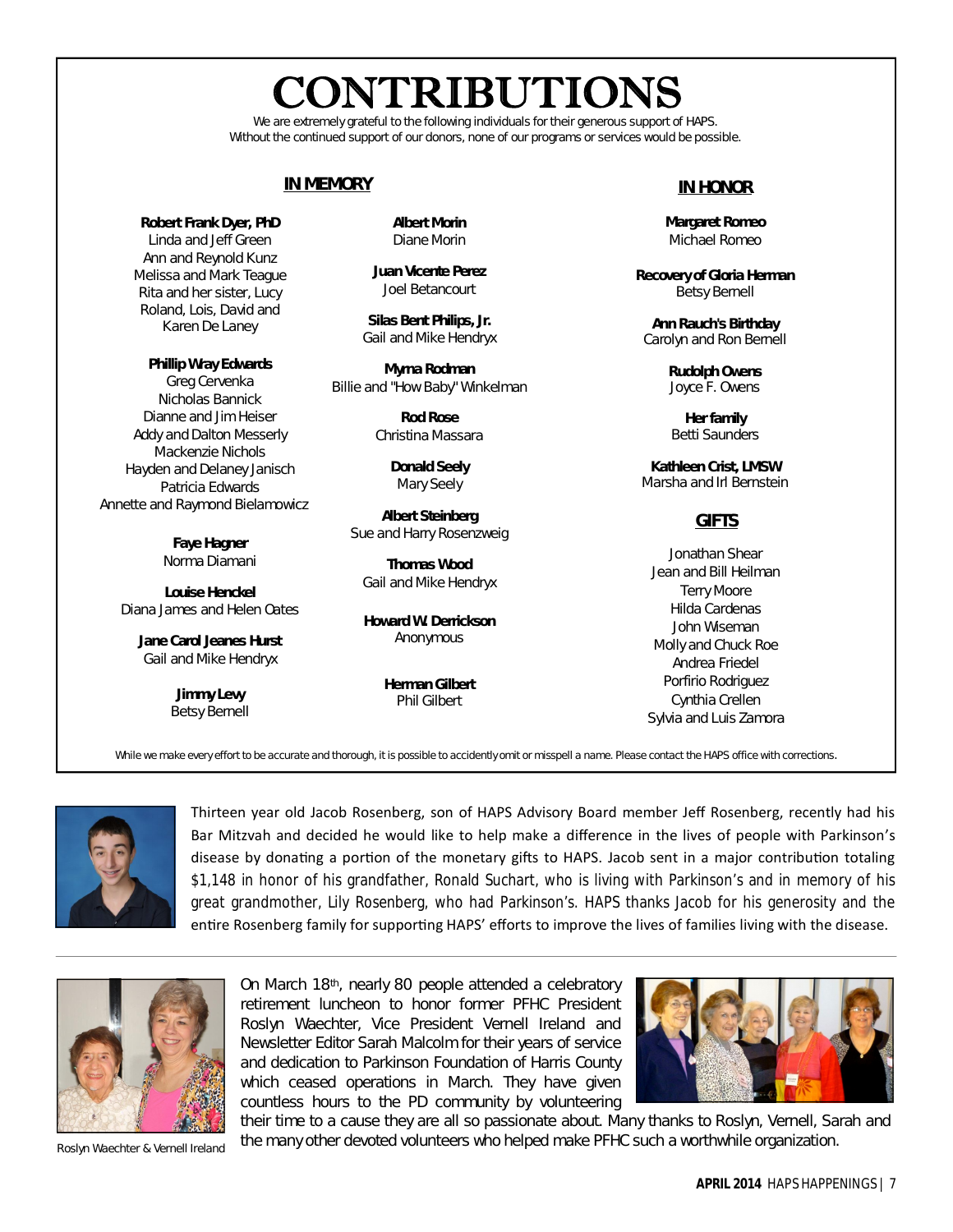# CONTRIBUTIONS

We are extremely grateful to the following individuals for their generous support of HAPS.
Without the continued support of our donors, none of our programs or services would be possible.

## IN MEMORY

**Robert Frank Dyer, PhD**
Linda and Jeff Green
Ann and Reynold Kunz
Melissa and Mark Teague
Rita and her sister, Lucy
Roland, Lois, David and Karen De Laney

**Phillip Wray Edwards**
Greg Cervenka
Nicholas Bannick
Dianne and Jim Heiser
Addy and Dalton Messerly
Mackenzie Nichols
Hayden and Delaney Janisch
Patricia Edwards
Annette and Raymond Bielamowicz

**Faye Hagner**
Norma Diamani

**Louise Henckel**
Diana James and Helen Oates

**Jane Carol Jeanes Hurst**
Gail and Mike Hendryx

**Jimmy Levy**
Betsy Bernell

**Albert Morin**
Diane Morin

**Juan Vicente Perez**
Joel Betancourt

**Silas Bent Philips, Jr.**
Gail and Mike Hendryx

**Myrna Rodman**
Billie and "How Baby" Winkelman

**Rod Rose**
Christina Massara

**Donald Seely**
Mary Seely

**Albert Steinberg**
Sue and Harry Rosenzweig

**Thomas Wood**
Gail and Mike Hendryx

**Howard W. Derrickson**
Anonymous

**Herman Gilbert**
Phil Gilbert

## IN HONOR

**Margaret Romeo**
Michael Romeo

**Recovery of Gloria Herman**
Betsy Bernell

**Ann Rauch's Birthday**
Carolyn and Ron Bernell

**Rudolph Owens**
Joyce F. Owens

**Her family**
Betti Saunders

**Kathleen Crist, LMSW**
Marsha and Irl Bernstein

## GIFTS

Jonathan Shear
Jean and Bill Heilman
Terry Moore
Hilda Cardenas
John Wiseman
Molly and Chuck Roe
Andrea Friedel
Porfirio Rodriguez
Cynthia Crellen
Sylvia and Luis Zamora

While we make every effort to be accurate and thorough, it is possible to accidently omit or misspell a name. Please contact the HAPS office with corrections.

Thirteen year old Jacob Rosenberg, son of HAPS Advisory Board member Jeff Rosenberg, recently had his Bar Mitzvah and decided he would like to help make a difference in the lives of people with Parkinson's disease by donating a portion of the monetary gifts to HAPS. Jacob sent in a major contribution totaling $1,148 in honor of his grandfather, Ronald Suchart, who is living with Parkinson's and in memory of his great grandmother, Lily Rosenberg, who had Parkinson's. HAPS thanks Jacob for his generosity and the entire Rosenberg family for supporting HAPS' efforts to improve the lives of families living with the disease.

On March 18th, nearly 80 people attended a celebratory retirement luncheon to honor former PFHC President Roslyn Waechter, Vice President Vernell Ireland and Newsletter Editor Sarah Malcolm for their years of service and dedication to Parkinson Foundation of Harris County which ceased operations in March. They have given countless hours to the PD community by volunteering their time to a cause they are all so passionate about. Many thanks to Roslyn, Vernell, Sarah and the many other devoted volunteers who helped make PFHC such a worthwhile organization.

Roslyn Waechter & Vernell Ireland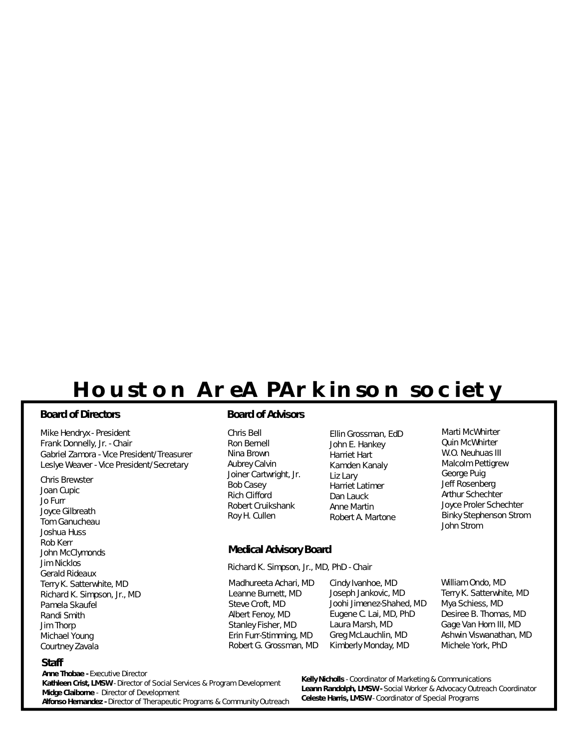# Houston Area Parkinson Society

## Board of Directors

Mike Hendryx - President
Frank Donnelly, Jr. - Chair
Gabriel Zamora - Vice President/Treasurer
Leslye Weaver - Vice President/Secretary

Chris Brewster
Joan Cupic
Jo Furr
Joyce Gilbreath
Tom Ganucheau
Joshua Huss
Rob Kerr
John McClymonds
Jim Nicklos
Gerald Rideaux
Terry K. Satterwhite, MD
Richard K. Simpson, Jr., MD
Pamela Skaufel
Randi Smith
Jim Thorp
Michael Young
Courtney Zavala

## Board of Advisors

Chris Bell
Ron Bernell
Nina Brown
Aubrey Calvin
Joiner Cartwright, Jr.
Bob Casey
Rich Clifford
Robert Cruikshank
Roy H. Cullen
Ellin Grossman, EdD
John E. Hankey
Harriet Hart
Kamden Kanaly
Liz Lary
Harriet Latimer
Dan Lauck
Anne Martin
Robert A. Martone
Marti McWhirter
Quin McWhirter
W.O. Neuhuas III
Malcolm Pettigrew
George Puig
Jeff Rosenberg
Arthur Schechter
Joyce Proler Schechter
Binky Stephenson Strom
John Strom

## Medical Advisory Board

Richard K. Simpson, Jr., MD, PhD - Chair

Madhureeta Achari, MD
Leanne Burnett, MD
Steve Croft, MD
Albert Fenoy, MD
Stanley Fisher, MD
Erin Furr-Stimming, MD
Robert G. Grossman, MD
Cindy Ivanhoe, MD
Joseph Jankovic, MD
Joohi Jimenez-Shahed, MD
Eugene C. Lai, MD, PhD
Laura Marsh, MD
Greg McLauchlin, MD
Kimberly Monday, MD
William Ondo, MD
Terry K. Satterwhite, MD
Mya Schiess, MD
Desiree B. Thomas, MD
Gage Van Horn III, MD
Ashwin Viswanathan, MD
Michele York, PhD

## Staff

**Anne Thobae -** Executive Director
**Kathleen Crist, LMSW** - Director of Social Services & Program Development
**Midge Claiborne** - Director of Development
**Alfonso Hernandez -** Director of Therapeutic Programs & Community Outreach
**Kelly Nicholls** - Coordinator of Marketing & Communications
**Leann Randolph, LMSW -** Social Worker & Advocacy Outreach Coordinator
**Celeste Harris, LMSW** - Coordinator of Special Programs